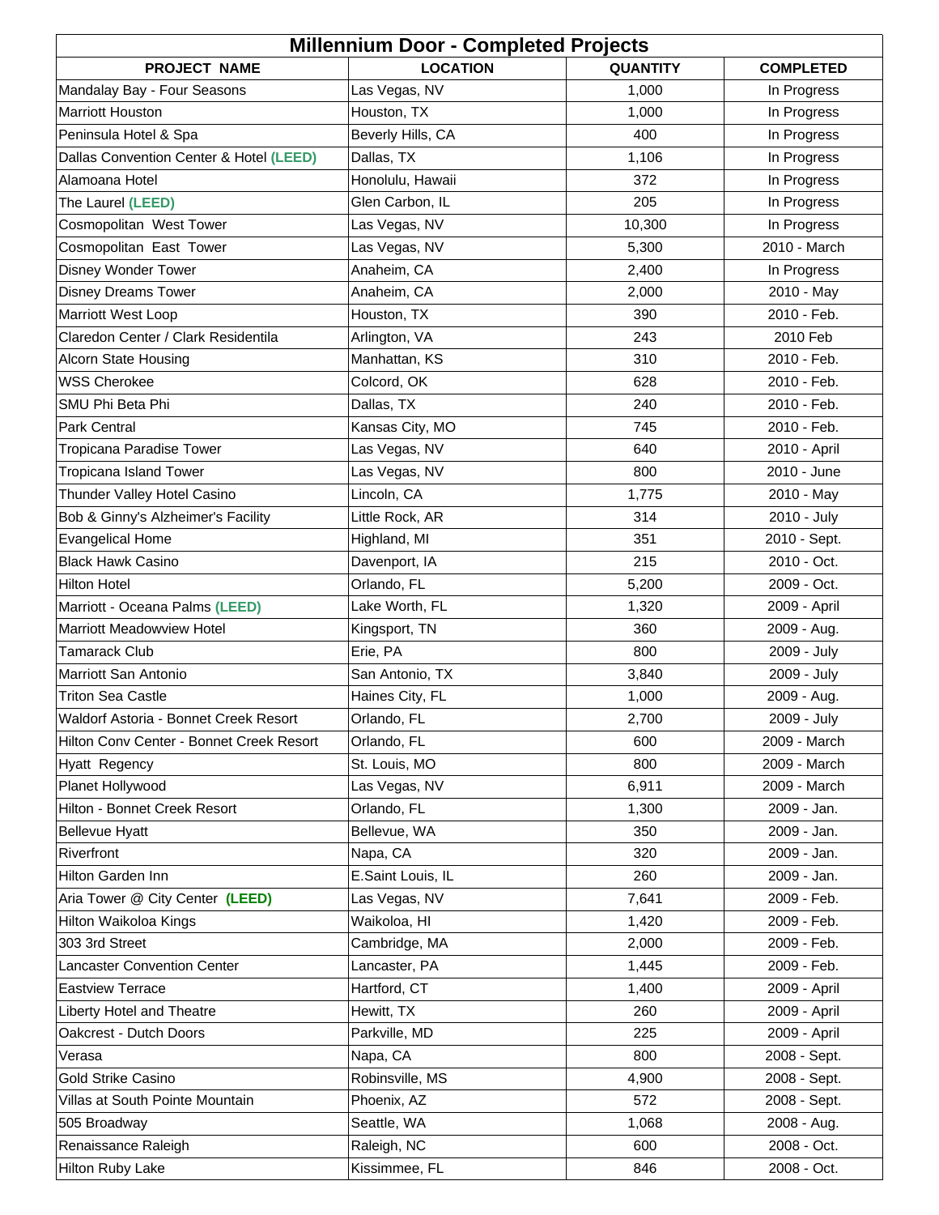# Millennium Door - Completed Projects

| PROJECT NAME | LOCATION | QUANTITY | COMPLETED |
|---|---|---|---|
| Mandalay Bay - Four Seasons | Las Vegas, NV | 1,000 | In Progress |
| Marriott Houston | Houston, TX | 1,000 | In Progress |
| Peninsula Hotel & Spa | Beverly Hills, CA | 400 | In Progress |
| Dallas Convention Center & Hotel **(LEED)** | Dallas, TX | 1,106 | In Progress |
| Alamoana Hotel | Honolulu, Hawaii | 372 | In Progress |
| The Laurel **(LEED)** | Glen Carbon, IL | 205 | In Progress |
| Cosmopolitan West Tower | Las Vegas, NV | 10,300 | In Progress |
| Cosmopolitan East Tower | Las Vegas, NV | 5,300 | 2010 - March |
| Disney Wonder Tower | Anaheim, CA | 2,400 | In Progress |
| Disney Dreams Tower | Anaheim, CA | 2,000 | 2010 - May |
| Marriott West Loop | Houston, TX | 390 | 2010 - Feb. |
| Claredon Center / Clark Residentila | Arlington, VA | 243 | 2010 Feb |
| Alcorn State Housing | Manhattan, KS | 310 | 2010 - Feb. |
| WSS Cherokee | Colcord, OK | 628 | 2010 - Feb. |
| SMU Phi Beta Phi | Dallas, TX | 240 | 2010 - Feb. |
| Park Central | Kansas City, MO | 745 | 2010 - Feb. |
| Tropicana Paradise Tower | Las Vegas, NV | 640 | 2010 - April |
| Tropicana Island Tower | Las Vegas, NV | 800 | 2010 - June |
| Thunder Valley Hotel Casino | Lincoln, CA | 1,775 | 2010 - May |
| Bob & Ginny's Alzheimer's Facility | Little Rock, AR | 314 | 2010 - July |
| Evangelical Home | Highland, MI | 351 | 2010 - Sept. |
| Black Hawk Casino | Davenport, IA | 215 | 2010 - Oct. |
| Hilton Hotel | Orlando, FL | 5,200 | 2009 - Oct. |
| Marriott - Oceana Palms **(LEED)** | Lake Worth, FL | 1,320 | 2009 - April |
| Marriott Meadowview Hotel | Kingsport, TN | 360 | 2009 - Aug. |
| Tamarack Club | Erie, PA | 800 | 2009 - July |
| Marriott San Antonio | San Antonio, TX | 3,840 | 2009 - July |
| Triton Sea Castle | Haines City, FL | 1,000 | 2009 - Aug. |
| Waldorf Astoria - Bonnet Creek Resort | Orlando, FL | 2,700 | 2009 - July |
| Hilton Conv Center - Bonnet Creek Resort | Orlando, FL | 600 | 2009 - March |
| Hyatt Regency | St. Louis, MO | 800 | 2009 - March |
| Planet Hollywood | Las Vegas, NV | 6,911 | 2009 - March |
| Hilton - Bonnet Creek Resort | Orlando, FL | 1,300 | 2009 - Jan. |
| Bellevue Hyatt | Bellevue, WA | 350 | 2009 - Jan. |
| Riverfront | Napa, CA | 320 | 2009 - Jan. |
| Hilton Garden Inn | E.Saint Louis, IL | 260 | 2009 - Jan. |
| Aria Tower @ City Center **(LEED)** | Las Vegas, NV | 7,641 | 2009 - Feb. |
| Hilton Waikoloa Kings | Waikoloa, HI | 1,420 | 2009 - Feb. |
| 303 3rd Street | Cambridge, MA | 2,000 | 2009 - Feb. |
| Lancaster Convention Center | Lancaster, PA | 1,445 | 2009 - Feb. |
| Eastview Terrace | Hartford, CT | 1,400 | 2009 - April |
| Liberty Hotel and Theatre | Hewitt, TX | 260 | 2009 - April |
| Oakcrest - Dutch Doors | Parkville, MD | 225 | 2009 - April |
| Verasa | Napa, CA | 800 | 2008 - Sept. |
| Gold Strike Casino | Robinsville, MS | 4,900 | 2008 - Sept. |
| Villas at South Pointe Mountain | Phoenix, AZ | 572 | 2008 - Sept. |
| 505 Broadway | Seattle, WA | 1,068 | 2008 - Aug. |
| Renaissance Raleigh | Raleigh, NC | 600 | 2008 - Oct. |
| Hilton Ruby Lake | Kissimmee, FL | 846 | 2008 - Oct. |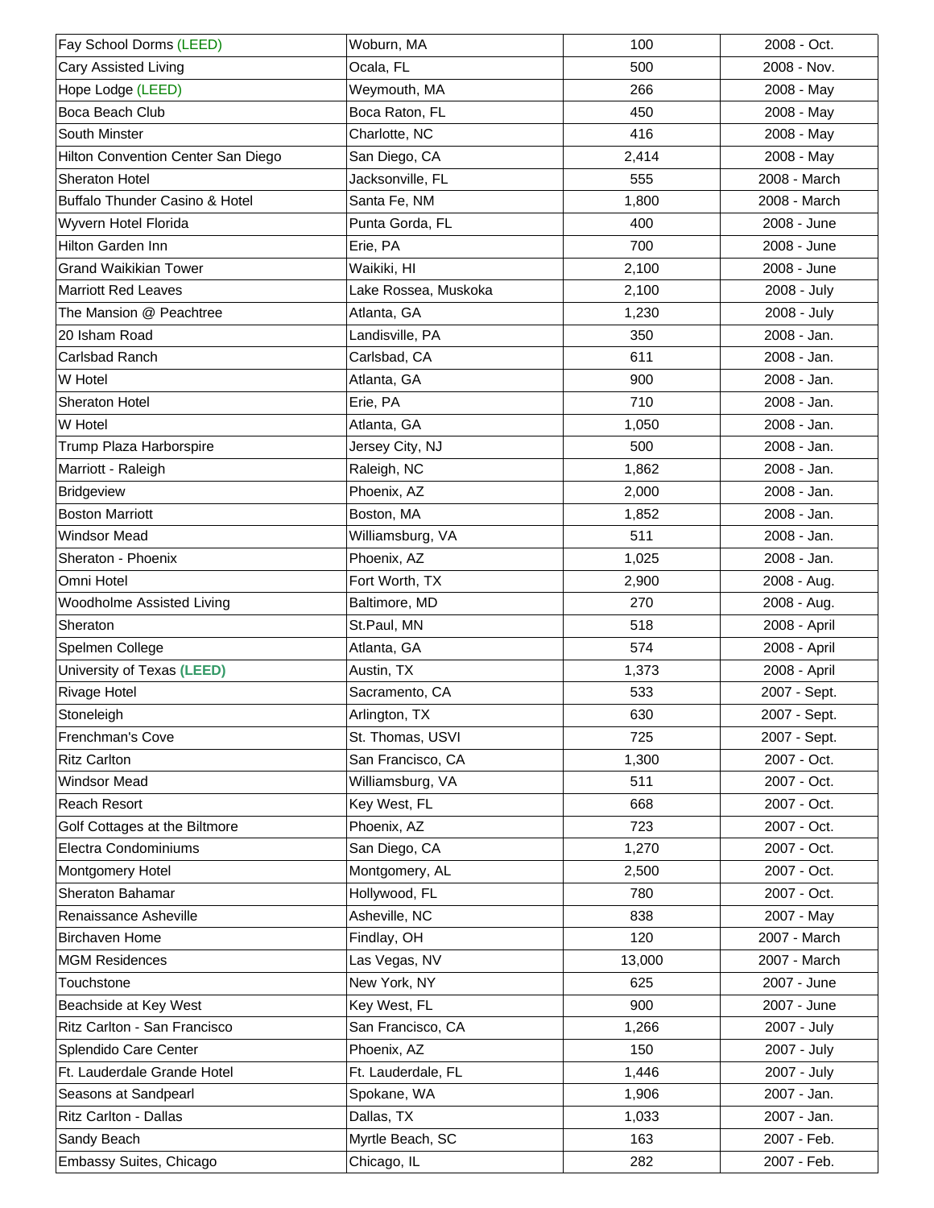| | | | |
|---|---|---|---|
| Fay School Dorms (LEED) | Woburn, MA | 100 | 2008 - Oct. |
| Cary Assisted Living | Ocala, FL | 500 | 2008 - Nov. |
| Hope Lodge (LEED) | Weymouth, MA | 266 | 2008 - May |
| Boca Beach Club | Boca Raton, FL | 450 | 2008 - May |
| South Minster | Charlotte, NC | 416 | 2008 - May |
| Hilton Convention Center San Diego | San Diego, CA | 2,414 | 2008 - May |
| Sheraton Hotel | Jacksonville, FL | 555 | 2008 - March |
| Buffalo Thunder Casino & Hotel | Santa Fe, NM | 1,800 | 2008 - March |
| Wyvern Hotel Florida | Punta Gorda, FL | 400 | 2008 - June |
| Hilton Garden Inn | Erie, PA | 700 | 2008 - June |
| Grand Waikikian Tower | Waikiki, HI | 2,100 | 2008 - June |
| Marriott Red Leaves | Lake Rossea, Muskoka | 2,100 | 2008 - July |
| The Mansion @ Peachtree | Atlanta, GA | 1,230 | 2008 - July |
| 20 Isham Road | Landisville, PA | 350 | 2008 - Jan. |
| Carlsbad Ranch | Carlsbad, CA | 611 | 2008 - Jan. |
| W Hotel | Atlanta, GA | 900 | 2008 - Jan. |
| Sheraton Hotel | Erie, PA | 710 | 2008 - Jan. |
| W Hotel | Atlanta, GA | 1,050 | 2008 - Jan. |
| Trump Plaza Harborspire | Jersey City, NJ | 500 | 2008 - Jan. |
| Marriott - Raleigh | Raleigh, NC | 1,862 | 2008 - Jan. |
| Bridgeview | Phoenix, AZ | 2,000 | 2008 - Jan. |
| Boston Marriott | Boston, MA | 1,852 | 2008 - Jan. |
| Windsor Mead | Williamsburg, VA | 511 | 2008 - Jan. |
| Sheraton - Phoenix | Phoenix, AZ | 1,025 | 2008 - Jan. |
| Omni Hotel | Fort Worth, TX | 2,900 | 2008 - Aug. |
| Woodholme Assisted Living | Baltimore, MD | 270 | 2008 - Aug. |
| Sheraton | St.Paul, MN | 518 | 2008 - April |
| Spelmen College | Atlanta, GA | 574 | 2008 - April |
| University of Texas **(LEED)** | Austin, TX | 1,373 | 2008 - April |
| Rivage Hotel | Sacramento, CA | 533 | 2007 - Sept. |
| Stoneleigh | Arlington, TX | 630 | 2007 - Sept. |
| Frenchman's Cove | St. Thomas, USVI | 725 | 2007 - Sept. |
| Ritz Carlton | San Francisco, CA | 1,300 | 2007 - Oct. |
| Windsor Mead | Williamsburg, VA | 511 | 2007 - Oct. |
| Reach Resort | Key West, FL | 668 | 2007 - Oct. |
| Golf Cottages at the Biltmore | Phoenix, AZ | 723 | 2007 - Oct. |
| Electra Condominiums | San Diego, CA | 1,270 | 2007 - Oct. |
| Montgomery Hotel | Montgomery, AL | 2,500 | 2007 - Oct. |
| Sheraton Bahamar | Hollywood, FL | 780 | 2007 - Oct. |
| Renaissance Asheville | Asheville, NC | 838 | 2007 - May |
| Birchaven Home | Findlay, OH | 120 | 2007 - March |
| MGM Residences | Las Vegas, NV | 13,000 | 2007 - March |
| Touchstone | New York, NY | 625 | 2007 - June |
| Beachside at Key West | Key West, FL | 900 | 2007 - June |
| Ritz Carlton - San Francisco | San Francisco, CA | 1,266 | 2007 - July |
| Splendido Care Center | Phoenix, AZ | 150 | 2007 - July |
| Ft. Lauderdale Grande Hotel | Ft. Lauderdale, FL | 1,446 | 2007 - July |
| Seasons at Sandpearl | Spokane, WA | 1,906 | 2007 - Jan. |
| Ritz Carlton - Dallas | Dallas, TX | 1,033 | 2007 - Jan. |
| Sandy Beach | Myrtle Beach, SC | 163 | 2007 - Feb. |
| Embassy Suites, Chicago | Chicago, IL | 282 | 2007 - Feb. |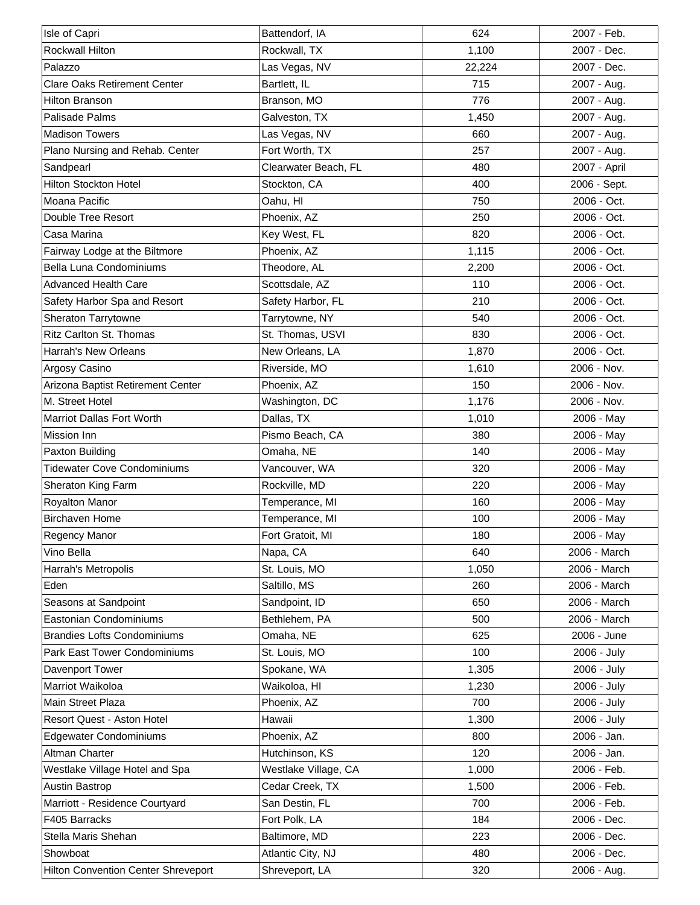| Isle of Capri | Battendorf, IA | 624 | 2007 - Feb. |
|---|---|---|---|
| Rockwall Hilton | Rockwall, TX | 1,100 | 2007 - Dec. |
| Palazzo | Las Vegas, NV | 22,224 | 2007 - Dec. |
| Clare Oaks Retirement Center | Bartlett, IL | 715 | 2007 - Aug. |
| Hilton Branson | Branson, MO | 776 | 2007 - Aug. |
| Palisade Palms | Galveston, TX | 1,450 | 2007 - Aug. |
| Madison Towers | Las Vegas, NV | 660 | 2007 - Aug. |
| Plano Nursing and Rehab. Center | Fort Worth, TX | 257 | 2007 - Aug. |
| Sandpearl | Clearwater Beach, FL | 480 | 2007 - April |
| Hilton Stockton Hotel | Stockton, CA | 400 | 2006 - Sept. |
| Moana Pacific | Oahu, HI | 750 | 2006 - Oct. |
| Double Tree Resort | Phoenix, AZ | 250 | 2006 - Oct. |
| Casa Marina | Key West, FL | 820 | 2006 - Oct. |
| Fairway Lodge at the Biltmore | Phoenix, AZ | 1,115 | 2006 - Oct. |
| Bella Luna Condominiums | Theodore, AL | 2,200 | 2006 - Oct. |
| Advanced Health Care | Scottsdale, AZ | 110 | 2006 - Oct. |
| Safety Harbor Spa and Resort | Safety Harbor, FL | 210 | 2006 - Oct. |
| Sheraton Tarrytowne | Tarrytowne, NY | 540 | 2006 - Oct. |
| Ritz Carlton St. Thomas | St. Thomas, USVI | 830 | 2006 - Oct. |
| Harrah's New Orleans | New Orleans, LA | 1,870 | 2006 - Oct. |
| Argosy Casino | Riverside, MO | 1,610 | 2006 - Nov. |
| Arizona Baptist Retirement Center | Phoenix, AZ | 150 | 2006 - Nov. |
| M. Street Hotel | Washington, DC | 1,176 | 2006 - Nov. |
| Marriot Dallas Fort Worth | Dallas, TX | 1,010 | 2006 - May |
| Mission Inn | Pismo Beach, CA | 380 | 2006 - May |
| Paxton Building | Omaha, NE | 140 | 2006 - May |
| Tidewater Cove Condominiums | Vancouver, WA | 320 | 2006 - May |
| Sheraton King Farm | Rockville, MD | 220 | 2006 - May |
| Royalton Manor | Temperance, MI | 160 | 2006 - May |
| Birchaven Home | Temperance, MI | 100 | 2006 - May |
| Regency Manor | Fort Gratoit, MI | 180 | 2006 - May |
| Vino Bella | Napa, CA | 640 | 2006 - March |
| Harrah's Metropolis | St. Louis, MO | 1,050 | 2006 - March |
| Eden | Saltillo, MS | 260 | 2006 - March |
| Seasons at Sandpoint | Sandpoint, ID | 650 | 2006 - March |
| Eastonian Condominiums | Bethlehem, PA | 500 | 2006 - March |
| Brandies Lofts Condominiums | Omaha, NE | 625 | 2006 - June |
| Park East Tower Condominiums | St. Louis, MO | 100 | 2006 - July |
| Davenport Tower | Spokane, WA | 1,305 | 2006 - July |
| Marriot Waikoloa | Waikoloa, HI | 1,230 | 2006 - July |
| Main Street Plaza | Phoenix, AZ | 700 | 2006 - July |
| Resort Quest - Aston Hotel | Hawaii | 1,300 | 2006 - July |
| Edgewater Condominiums | Phoenix, AZ | 800 | 2006 - Jan. |
| Altman Charter | Hutchinson, KS | 120 | 2006 - Jan. |
| Westlake Village Hotel and Spa | Westlake Village, CA | 1,000 | 2006 - Feb. |
| Austin Bastrop | Cedar Creek, TX | 1,500 | 2006 - Feb. |
| Marriott - Residence Courtyard | San Destin, FL | 700 | 2006 - Feb. |
| F405 Barracks | Fort Polk, LA | 184 | 2006 - Dec. |
| Stella Maris Shehan | Baltimore, MD | 223 | 2006 - Dec. |
| Showboat | Atlantic City, NJ | 480 | 2006 - Dec. |
| Hilton Convention Center Shreveport | Shreveport, LA | 320 | 2006 - Aug. |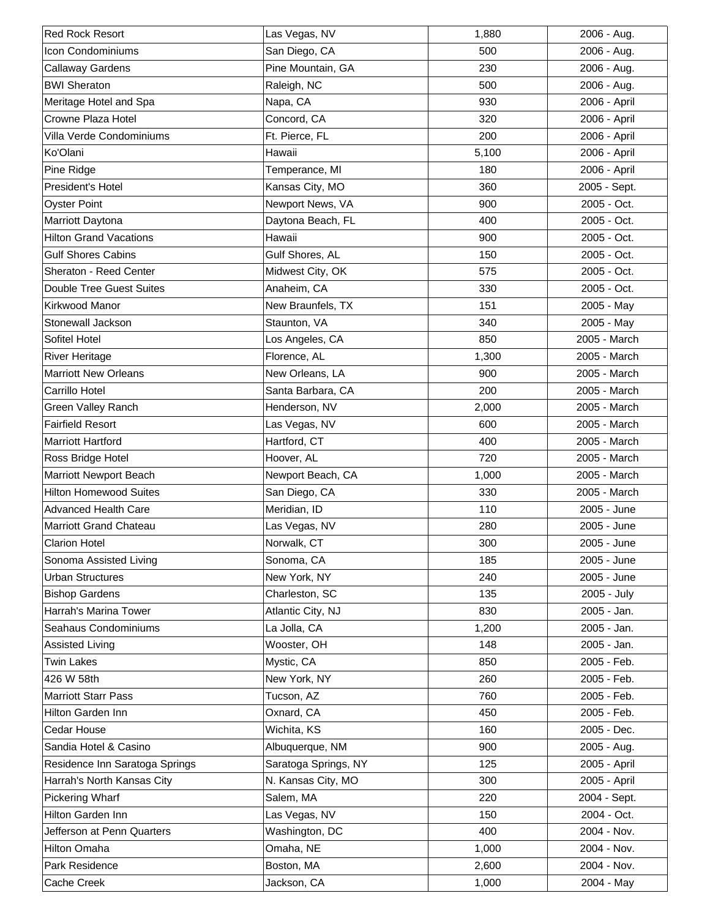| | | | |
|---|---|---|---|
| Red Rock Resort | Las Vegas, NV | 1,880 | 2006 - Aug. |
| Icon Condominiums | San Diego, CA | 500 | 2006 - Aug. |
| Callaway Gardens | Pine Mountain, GA | 230 | 2006 - Aug. |
| BWI Sheraton | Raleigh, NC | 500 | 2006 - Aug. |
| Meritage Hotel and Spa | Napa, CA | 930 | 2006 - April |
| Crowne Plaza Hotel | Concord, CA | 320 | 2006 - April |
| Villa Verde Condominiums | Ft. Pierce, FL | 200 | 2006 - April |
| Ko'Olani | Hawaii | 5,100 | 2006 - April |
| Pine Ridge | Temperance, MI | 180 | 2006 - April |
| President's Hotel | Kansas City, MO | 360 | 2005 - Sept. |
| Oyster Point | Newport News, VA | 900 | 2005 - Oct. |
| Marriott Daytona | Daytona Beach, FL | 400 | 2005 - Oct. |
| Hilton Grand Vacations | Hawaii | 900 | 2005 - Oct. |
| Gulf Shores Cabins | Gulf Shores, AL | 150 | 2005 - Oct. |
| Sheraton - Reed Center | Midwest City, OK | 575 | 2005 - Oct. |
| Double Tree Guest Suites | Anaheim, CA | 330 | 2005 - Oct. |
| Kirkwood Manor | New Braunfels, TX | 151 | 2005 - May |
| Stonewall Jackson | Staunton, VA | 340 | 2005 - May |
| Sofitel Hotel | Los Angeles, CA | 850 | 2005 - March |
| River Heritage | Florence, AL | 1,300 | 2005 - March |
| Marriott New Orleans | New Orleans, LA | 900 | 2005 - March |
| Carrillo Hotel | Santa Barbara, CA | 200 | 2005 - March |
| Green Valley Ranch | Henderson, NV | 2,000 | 2005 - March |
| Fairfield Resort | Las Vegas, NV | 600 | 2005 - March |
| Marriott Hartford | Hartford, CT | 400 | 2005 - March |
| Ross Bridge Hotel | Hoover, AL | 720 | 2005 - March |
| Marriott Newport Beach | Newport Beach, CA | 1,000 | 2005 - March |
| Hilton Homewood Suites | San Diego, CA | 330 | 2005 - March |
| Advanced Health Care | Meridian, ID | 110 | 2005 - June |
| Marriott Grand Chateau | Las Vegas, NV | 280 | 2005 - June |
| Clarion Hotel | Norwalk, CT | 300 | 2005 - June |
| Sonoma Assisted Living | Sonoma, CA | 185 | 2005 - June |
| Urban Structures | New York, NY | 240 | 2005 - June |
| Bishop Gardens | Charleston, SC | 135 | 2005 - July |
| Harrah's Marina Tower | Atlantic City, NJ | 830 | 2005 - Jan. |
| Seahaus Condominiums | La Jolla, CA | 1,200 | 2005 - Jan. |
| Assisted Living | Wooster, OH | 148 | 2005 - Jan. |
| Twin Lakes | Mystic, CA | 850 | 2005 - Feb. |
| 426 W 58th | New York, NY | 260 | 2005 - Feb. |
| Marriott Starr Pass | Tucson, AZ | 760 | 2005 - Feb. |
| Hilton Garden Inn | Oxnard, CA | 450 | 2005 - Feb. |
| Cedar House | Wichita, KS | 160 | 2005 - Dec. |
| Sandia Hotel & Casino | Albuquerque, NM | 900 | 2005 - Aug. |
| Residence Inn Saratoga Springs | Saratoga Springs, NY | 125 | 2005 - April |
| Harrah's North Kansas City | N. Kansas City, MO | 300 | 2005 - April |
| Pickering Wharf | Salem, MA | 220 | 2004 - Sept. |
| Hilton Garden Inn | Las Vegas, NV | 150 | 2004 - Oct. |
| Jefferson at Penn Quarters | Washington, DC | 400 | 2004 - Nov. |
| Hilton Omaha | Omaha, NE | 1,000 | 2004 - Nov. |
| Park Residence | Boston, MA | 2,600 | 2004 - Nov. |
| Cache Creek | Jackson, CA | 1,000 | 2004 - May |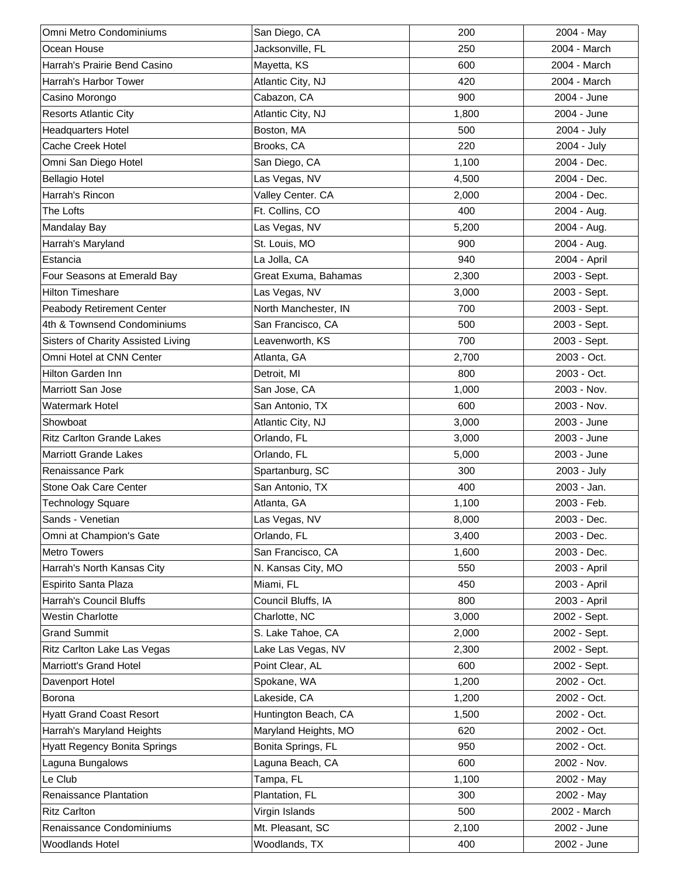| Omni Metro Condominiums | San Diego, CA | 200 | 2004 - May |
|---|---|---|---|
| Ocean House | Jacksonville, FL | 250 | 2004 - March |
| Harrah's Prairie Bend Casino | Mayetta, KS | 600 | 2004 - March |
| Harrah's Harbor Tower | Atlantic City, NJ | 420 | 2004 - March |
| Casino Morongo | Cabazon, CA | 900 | 2004 - June |
| Resorts Atlantic City | Atlantic City, NJ | 1,800 | 2004 - June |
| Headquarters Hotel | Boston, MA | 500 | 2004 - July |
| Cache Creek Hotel | Brooks, CA | 220 | 2004 - July |
| Omni San Diego Hotel | San Diego, CA | 1,100 | 2004 - Dec. |
| Bellagio Hotel | Las Vegas, NV | 4,500 | 2004 - Dec. |
| Harrah's Rincon | Valley Center. CA | 2,000 | 2004 - Dec. |
| The Lofts | Ft. Collins, CO | 400 | 2004 - Aug. |
| Mandalay Bay | Las Vegas, NV | 5,200 | 2004 - Aug. |
| Harrah's Maryland | St. Louis, MO | 900 | 2004 - Aug. |
| Estancia | La Jolla, CA | 940 | 2004 - April |
| Four Seasons at Emerald Bay | Great Exuma, Bahamas | 2,300 | 2003 - Sept. |
| Hilton Timeshare | Las Vegas, NV | 3,000 | 2003 - Sept. |
| Peabody Retirement Center | North Manchester, IN | 700 | 2003 - Sept. |
| 4th & Townsend Condominiums | San Francisco, CA | 500 | 2003 - Sept. |
| Sisters of Charity Assisted Living | Leavenworth, KS | 700 | 2003 - Sept. |
| Omni Hotel at CNN Center | Atlanta, GA | 2,700 | 2003 - Oct. |
| Hilton Garden Inn | Detroit, MI | 800 | 2003 - Oct. |
| Marriott San Jose | San Jose, CA | 1,000 | 2003 - Nov. |
| Watermark Hotel | San Antonio, TX | 600 | 2003 - Nov. |
| Showboat | Atlantic City, NJ | 3,000 | 2003 - June |
| Ritz Carlton Grande Lakes | Orlando, FL | 3,000 | 2003 - June |
| Marriott Grande Lakes | Orlando, FL | 5,000 | 2003 - June |
| Renaissance Park | Spartanburg, SC | 300 | 2003 - July |
| Stone Oak Care Center | San Antonio, TX | 400 | 2003 - Jan. |
| Technology Square | Atlanta, GA | 1,100 | 2003 - Feb. |
| Sands - Venetian | Las Vegas, NV | 8,000 | 2003 - Dec. |
| Omni at Champion's Gate | Orlando, FL | 3,400 | 2003 - Dec. |
| Metro Towers | San Francisco, CA | 1,600 | 2003 - Dec. |
| Harrah's North Kansas City | N. Kansas City, MO | 550 | 2003 - April |
| Espirito Santa Plaza | Miami, FL | 450 | 2003 - April |
| Harrah's Council Bluffs | Council Bluffs, IA | 800 | 2003 - April |
| Westin Charlotte | Charlotte, NC | 3,000 | 2002 - Sept. |
| Grand Summit | S. Lake Tahoe, CA | 2,000 | 2002 - Sept. |
| Ritz Carlton Lake Las Vegas | Lake Las Vegas, NV | 2,300 | 2002 - Sept. |
| Marriott's Grand Hotel | Point Clear, AL | 600 | 2002 - Sept. |
| Davenport Hotel | Spokane, WA | 1,200 | 2002 - Oct. |
| Borona | Lakeside, CA | 1,200 | 2002 - Oct. |
| Hyatt Grand Coast Resort | Huntington Beach, CA | 1,500 | 2002 - Oct. |
| Harrah's Maryland Heights | Maryland Heights, MO | 620 | 2002 - Oct. |
| Hyatt Regency Bonita Springs | Bonita Springs, FL | 950 | 2002 - Oct. |
| Laguna Bungalows | Laguna Beach, CA | 600 | 2002 - Nov. |
| Le Club | Tampa, FL | 1,100 | 2002 - May |
| Renaissance Plantation | Plantation, FL | 300 | 2002 - May |
| Ritz Carlton | Virgin Islands | 500 | 2002 - March |
| Renaissance Condominiums | Mt. Pleasant, SC | 2,100 | 2002 - June |
| Woodlands Hotel | Woodlands, TX | 400 | 2002 - June |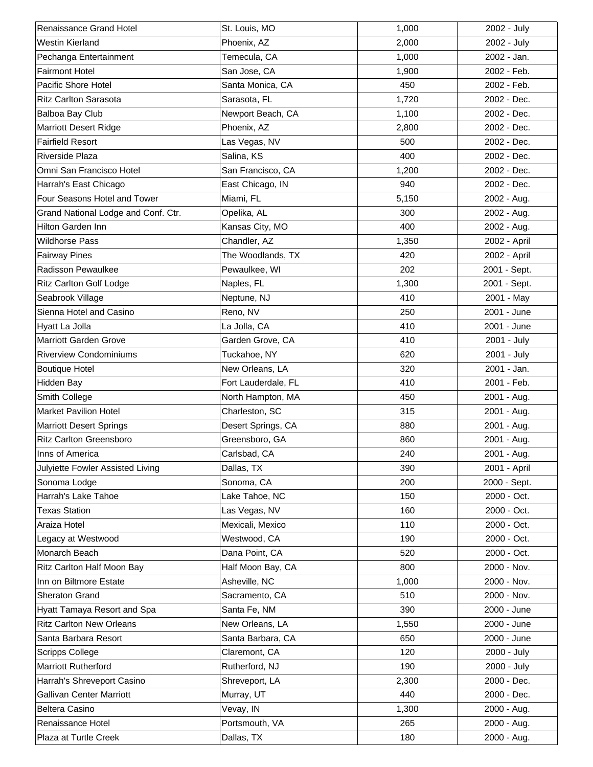| Renaissance Grand Hotel | St. Louis, MO | 1,000 | 2002 - July |
|---|---|---|---|
| Westin Kierland | Phoenix, AZ | 2,000 | 2002 - July |
| Pechanga Entertainment | Temecula, CA | 1,000 | 2002 - Jan. |
| Fairmont Hotel | San Jose, CA | 1,900 | 2002 - Feb. |
| Pacific Shore Hotel | Santa Monica, CA | 450 | 2002 - Feb. |
| Ritz Carlton Sarasota | Sarasota, FL | 1,720 | 2002 - Dec. |
| Balboa Bay Club | Newport Beach, CA | 1,100 | 2002 - Dec. |
| Marriott Desert Ridge | Phoenix, AZ | 2,800 | 2002 - Dec. |
| Fairfield Resort | Las Vegas, NV | 500 | 2002 - Dec. |
| Riverside Plaza | Salina, KS | 400 | 2002 - Dec. |
| Omni San Francisco Hotel | San Francisco, CA | 1,200 | 2002 - Dec. |
| Harrah's East Chicago | East Chicago, IN | 940 | 2002 - Dec. |
| Four Seasons Hotel and Tower | Miami, FL | 5,150 | 2002 - Aug. |
| Grand National Lodge and Conf. Ctr. | Opelika, AL | 300 | 2002 - Aug. |
| Hilton Garden Inn | Kansas City, MO | 400 | 2002 - Aug. |
| Wildhorse Pass | Chandler, AZ | 1,350 | 2002 - April |
| Fairway Pines | The Woodlands, TX | 420 | 2002 - April |
| Radisson Pewaulkee | Pewaulkee, WI | 202 | 2001 - Sept. |
| Ritz Carlton Golf Lodge | Naples, FL | 1,300 | 2001 - Sept. |
| Seabrook Village | Neptune, NJ | 410 | 2001 - May |
| Sienna Hotel and Casino | Reno, NV | 250 | 2001 - June |
| Hyatt La Jolla | La Jolla, CA | 410 | 2001 - June |
| Marriott Garden Grove | Garden Grove, CA | 410 | 2001 - July |
| Riverview Condominiums | Tuckahoe, NY | 620 | 2001 - July |
| Boutique Hotel | New Orleans, LA | 320 | 2001 - Jan. |
| Hidden Bay | Fort Lauderdale, FL | 410 | 2001 - Feb. |
| Smith College | North Hampton, MA | 450 | 2001 - Aug. |
| Market Pavilion Hotel | Charleston, SC | 315 | 2001 - Aug. |
| Marriott Desert Springs | Desert Springs, CA | 880 | 2001 - Aug. |
| Ritz Carlton Greensboro | Greensboro, GA | 860 | 2001 - Aug. |
| Inns of America | Carlsbad, CA | 240 | 2001 - Aug. |
| Julyiette Fowler Assisted Living | Dallas, TX | 390 | 2001 - April |
| Sonoma Lodge | Sonoma, CA | 200 | 2000 - Sept. |
| Harrah's Lake Tahoe | Lake Tahoe, NC | 150 | 2000 - Oct. |
| Texas Station | Las Vegas, NV | 160 | 2000 - Oct. |
| Araiza Hotel | Mexicali, Mexico | 110 | 2000 - Oct. |
| Legacy at Westwood | Westwood, CA | 190 | 2000 - Oct. |
| Monarch Beach | Dana Point, CA | 520 | 2000 - Oct. |
| Ritz Carlton Half Moon Bay | Half Moon Bay, CA | 800 | 2000 - Nov. |
| Inn on Biltmore Estate | Asheville, NC | 1,000 | 2000 - Nov. |
| Sheraton Grand | Sacramento, CA | 510 | 2000 - Nov. |
| Hyatt Tamaya Resort and Spa | Santa Fe, NM | 390 | 2000 - June |
| Ritz Carlton New Orleans | New Orleans, LA | 1,550 | 2000 - June |
| Santa Barbara Resort | Santa Barbara, CA | 650 | 2000 - June |
| Scripps College | Claremont, CA | 120 | 2000 - July |
| Marriott Rutherford | Rutherford, NJ | 190 | 2000 - July |
| Harrah's Shreveport Casino | Shreveport, LA | 2,300 | 2000 - Dec. |
| Gallivan Center Marriott | Murray, UT | 440 | 2000 - Dec. |
| Beltera Casino | Vevay, IN | 1,300 | 2000 - Aug. |
| Renaissance Hotel | Portsmouth, VA | 265 | 2000 - Aug. |
| Plaza at Turtle Creek | Dallas, TX | 180 | 2000 - Aug. |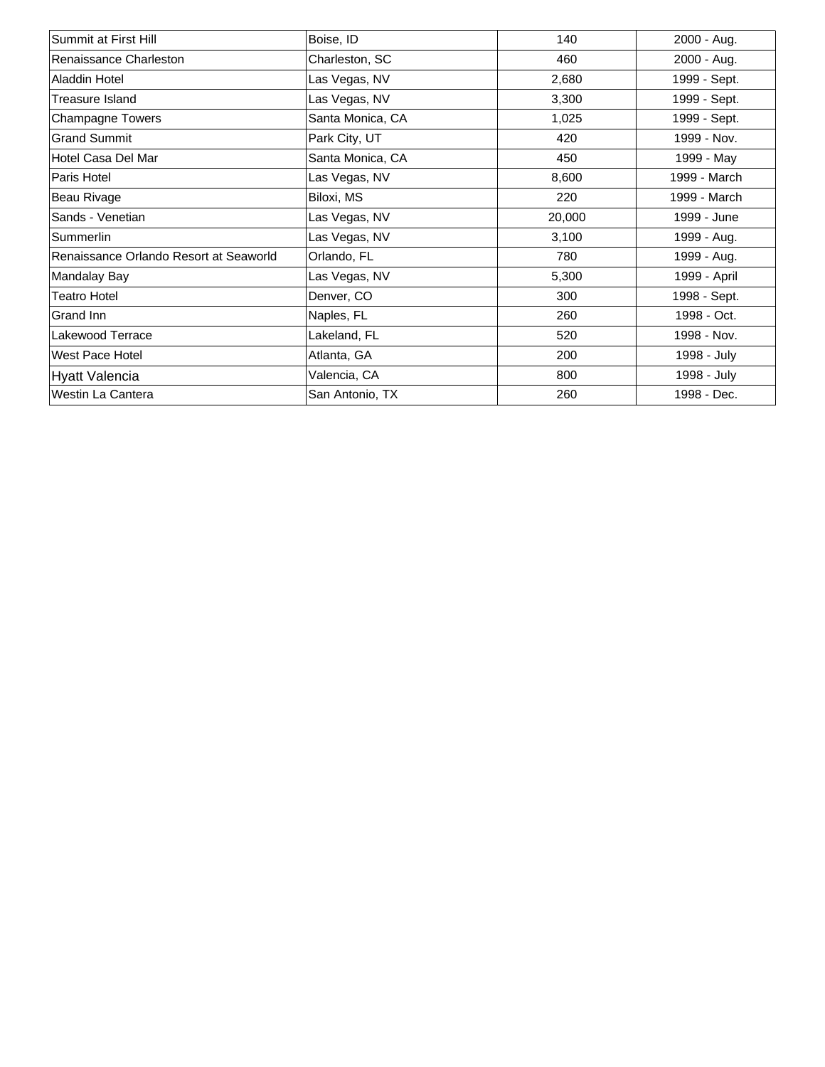| | | | |
|---|---|---|---|
| Summit at First Hill | Boise, ID | 140 | 2000 - Aug. |
| Renaissance Charleston | Charleston, SC | 460 | 2000 - Aug. |
| Aladdin Hotel | Las Vegas, NV | 2,680 | 1999 - Sept. |
| Treasure Island | Las Vegas, NV | 3,300 | 1999 - Sept. |
| Champagne Towers | Santa Monica, CA | 1,025 | 1999 - Sept. |
| Grand Summit | Park City, UT | 420 | 1999 - Nov. |
| Hotel Casa Del Mar | Santa Monica, CA | 450 | 1999 - May |
| Paris Hotel | Las Vegas, NV | 8,600 | 1999 - March |
| Beau Rivage | Biloxi, MS | 220 | 1999 - March |
| Sands - Venetian | Las Vegas, NV | 20,000 | 1999 - June |
| Summerlin | Las Vegas, NV | 3,100 | 1999 - Aug. |
| Renaissance Orlando Resort at Seaworld | Orlando, FL | 780 | 1999 - Aug. |
| Mandalay Bay | Las Vegas, NV | 5,300 | 1999 - April |
| Teatro Hotel | Denver, CO | 300 | 1998 - Sept. |
| Grand Inn | Naples, FL | 260 | 1998 - Oct. |
| Lakewood Terrace | Lakeland, FL | 520 | 1998 - Nov. |
| West Pace Hotel | Atlanta, GA | 200 | 1998 - July |
| Hyatt Valencia | Valencia, CA | 800 | 1998 - July |
| Westin La Cantera | San Antonio, TX | 260 | 1998 - Dec. |